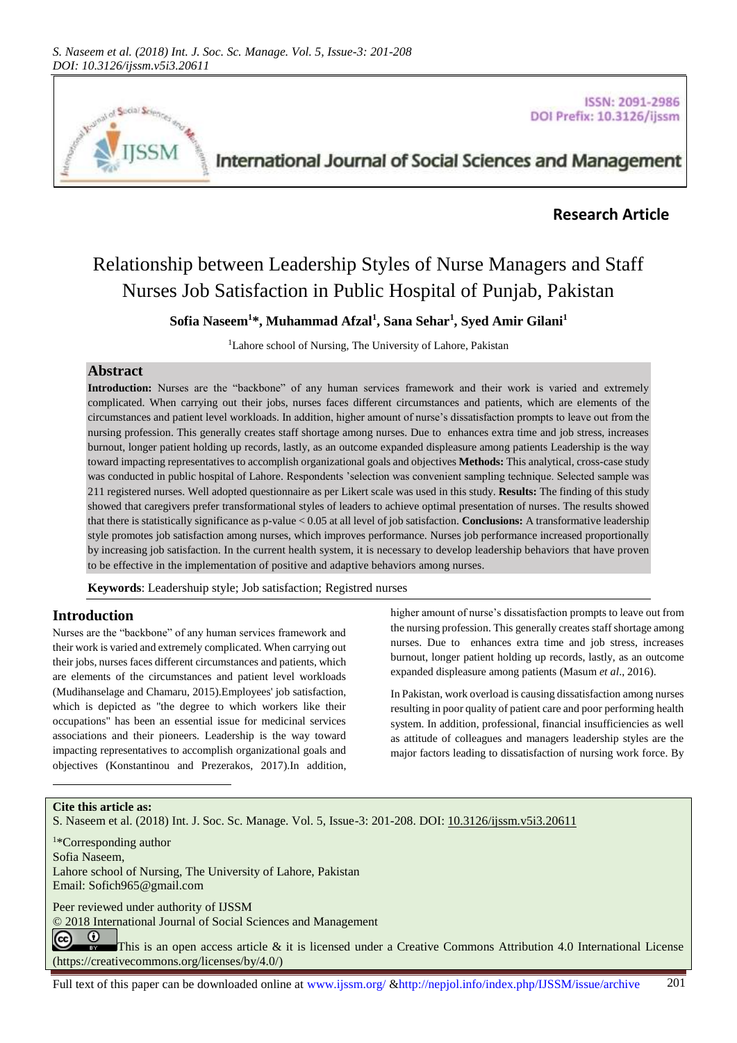Research Article

# Relationship between Leadership Styles of Nurse Managers and Staff Nurses Job Satisfaction in Public Hospital of Punjab, Pakistan

**Sofia Naseem[1]*, Muhammad Afzal[1], Sana Sehar[1], Syed Amir Gilani[1]**

[1]Lahore school of Nursing, The University of Lahore, Pakistan

## Abstract

**Introduction:** Nurses are the "backbone" of any human services framework and their work is varied and extremely complicated. When carrying out their jobs, nurses faces different circumstances and patients, which are elements of the circumstances and patient level workloads. In addition, higher amount of nurse's dissatisfaction prompts to leave out from the nursing profession. This generally creates staff shortage among nurses. Due to enhances extra time and job stress, increases burnout, longer patient holding up records, lastly, as an outcome expanded displeasure among patients Leadership is the way toward impacting representatives to accomplish organizational goals and objectives **Methods:** This analytical, cross-case study was conducted in public hospital of Lahore. Respondents 'selection was convenient sampling technique. Selected sample was 211 registered nurses. Well adopted questionnaire as per Likert scale was used in this study. **Results:** The finding of this study showed that caregivers prefer transformational styles of leaders to achieve optimal presentation of nurses. The results showed that there is statistically significance as p-value < 0.05 at all level of job satisfaction. **Conclusions:** A transformative leadership style promotes job satisfaction among nurses, which improves performance. Nurses job performance increased proportionally by increasing job satisfaction. In the current health system, it is necessary to develop leadership behaviors that have proven to be effective in the implementation of positive and adaptive behaviors among nurses.

**Keywords**: Leadershuip style; Job satisfaction; Registred nurses

## Introduction

Nurses are the "backbone" of any human services framework and their work is varied and extremely complicated. When carrying out their jobs, nurses faces different circumstances and patients, which are elements of the circumstances and patient level workloads (Mudihanselage and Chamaru, 2015).Employees' job satisfaction, which is depicted as "the degree to which workers like their occupations" has been an essential issue for medicinal services associations and their pioneers. Leadership is the way toward impacting representatives to accomplish organizational goals and objectives (Konstantinou and Prezerakos, 2017).In addition, higher amount of nurse's dissatisfaction prompts to leave out from the nursing profession. This generally creates staff shortage among nurses. Due to enhances extra time and job stress, increases burnout, longer patient holding up records, lastly, as an outcome expanded displeasure among patients (Masum *et al*., 2016).

In Pakistan, work overload is causing dissatisfaction among nurses resulting in poor quality of patient care and poor performing health system. In addition, professional, financial insufficiencies as well as attitude of colleagues and managers leadership styles are the major factors leading to dissatisfaction of nursing work force. By

**Cite this article as:**
S. Naseem et al. (2018) Int. J. Soc. Sc. Manage. Vol. 5, Issue-3: 201-208. DOI: 10.3126/ijssm.v5i3.20611

[1]*Corresponding author
Sofia Naseem,
Lahore school of Nursing, The University of Lahore, Pakistan
Email: Sofich965@gmail.com

Peer reviewed under authority of IJSSM
© 2018 International Journal of Social Sciences and Management
This is an open access article & it is licensed under a Creative Commons Attribution 4.0 International License (https://creativecommons.org/licenses/by/4.0/)

Full text of this paper can be downloaded online at www.ijssm.org/ &http://nepjol.info/index.php/IJSSM/issue/archive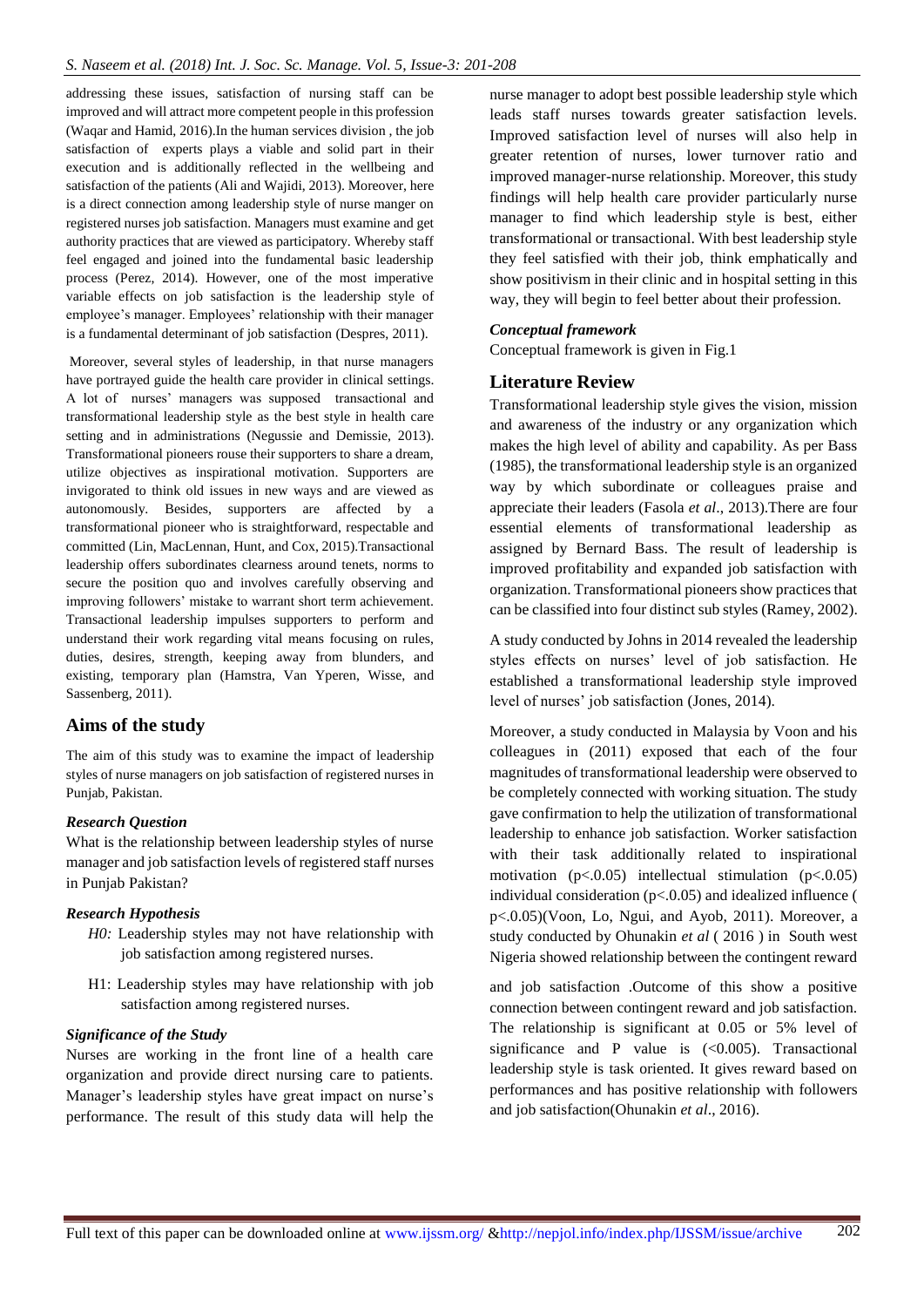addressing these issues, satisfaction of nursing staff can be improved and will attract more competent people in this profession (Waqar and Hamid, 2016).In the human services division , the job satisfaction of experts plays a viable and solid part in their execution and is additionally reflected in the wellbeing and satisfaction of the patients (Ali and Wajidi, 2013). Moreover, here is a direct connection among leadership style of nurse manger on registered nurses job satisfaction. Managers must examine and get authority practices that are viewed as participatory. Whereby staff feel engaged and joined into the fundamental basic leadership process (Perez, 2014). However, one of the most imperative variable effects on job satisfaction is the leadership style of employee's manager. Employees' relationship with their manager is a fundamental determinant of job satisfaction (Despres, 2011).

Moreover, several styles of leadership, in that nurse managers have portrayed guide the health care provider in clinical settings. A lot of nurses' managers was supposed transactional and transformational leadership style as the best style in health care setting and in administrations (Negussie and Demissie, 2013). Transformational pioneers rouse their supporters to share a dream, utilize objectives as inspirational motivation. Supporters are invigorated to think old issues in new ways and are viewed as autonomously. Besides, supporters are affected by a transformational pioneer who is straightforward, respectable and committed (Lin, MacLennan, Hunt, and Cox, 2015).Transactional leadership offers subordinates clearness around tenets, norms to secure the position quo and involves carefully observing and improving followers' mistake to warrant short term achievement. Transactional leadership impulses supporters to perform and understand their work regarding vital means focusing on rules, duties, desires, strength, keeping away from blunders, and existing, temporary plan (Hamstra, Van Yperen, Wisse, and Sassenberg, 2011).

## Aims of the study

The aim of this study was to examine the impact of leadership styles of nurse managers on job satisfaction of registered nurses in Punjab, Pakistan.

### *Research Question*

What is the relationship between leadership styles of nurse manager and job satisfaction levels of registered staff nurses in Punjab Pakistan?

### *Research Hypothesis*

*H0:* Leadership styles may not have relationship with job satisfaction among registered nurses.

H1: Leadership styles may have relationship with job satisfaction among registered nurses.

### *Significance of the Study*

Nurses are working in the front line of a health care organization and provide direct nursing care to patients. Manager's leadership styles have great impact on nurse's performance. The result of this study data will help the nurse manager to adopt best possible leadership style which leads staff nurses towards greater satisfaction levels. Improved satisfaction level of nurses will also help in greater retention of nurses, lower turnover ratio and improved manager-nurse relationship. Moreover, this study findings will help health care provider particularly nurse manager to find which leadership style is best, either transformational or transactional. With best leadership style they feel satisfied with their job, think emphatically and show positivism in their clinic and in hospital setting in this way, they will begin to feel better about their profession.

### *Conceptual framework*

Conceptual framework is given in Fig.1

## Literature Review

Transformational leadership style gives the vision, mission and awareness of the industry or any organization which makes the high level of ability and capability. As per Bass (1985), the transformational leadership style is an organized way by which subordinate or colleagues praise and appreciate their leaders (Fasola *et al*., 2013).There are four essential elements of transformational leadership as assigned by Bernard Bass. The result of leadership is improved profitability and expanded job satisfaction with organization. Transformational pioneers show practices that can be classified into four distinct sub styles (Ramey, 2002).

A study conducted by Johns in 2014 revealed the leadership styles effects on nurses' level of job satisfaction. He established a transformational leadership style improved level of nurses' job satisfaction (Jones, 2014).

Moreover, a study conducted in Malaysia by Voon and his colleagues in (2011) exposed that each of the four magnitudes of transformational leadership were observed to be completely connected with working situation. The study gave confirmation to help the utilization of transformational leadership to enhance job satisfaction. Worker satisfaction with their task additionally related to inspirational motivation ($p<.0.05$) intellectual stimulation ($p<.0.05$) individual consideration ($p<.0.05$) and idealized influence ( $p<.0.05$)(Voon, Lo, Ngui, and Ayob, 2011). Moreover, a study conducted by Ohunakin *et al* ( 2016 ) in South west Nigeria showed relationship between the contingent reward and job satisfaction .Outcome of this show a positive connection between contingent reward and job satisfaction. The relationship is significant at 0.05 or 5% level of significance and P value is ($<0.005$). Transactional leadership style is task oriented. It gives reward based on performances and has positive relationship with followers and job satisfaction(Ohunakin *et al*., 2016).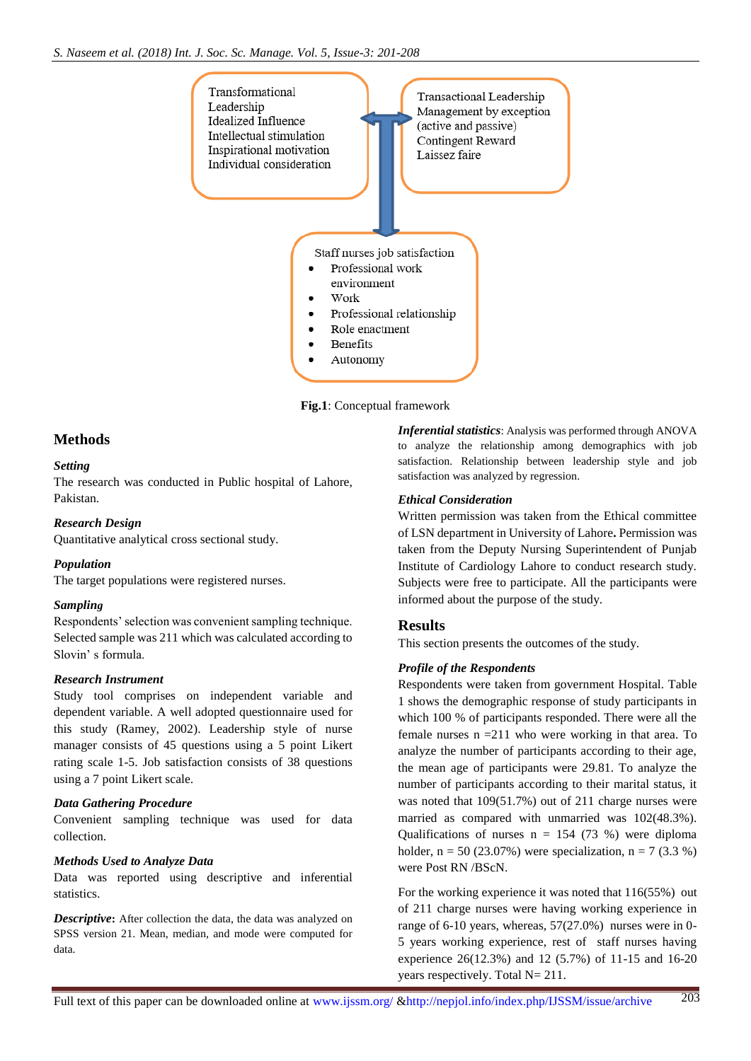Transformational Leadership
Idealized Influence
Intellectual stimulation
Inspirational motivation
Individual consideration

Transactional Leadership
Management by exception (active and passive)
Contingent Reward
Laissez faire

Staff nurses job satisfaction
- Professional work environment
- Work
- Professional relationship
- Role enactment
- Benefits
- Autonomy

**Fig.1**: Conceptual framework

## Methods

### *Setting*

The research was conducted in Public hospital of Lahore, Pakistan.

### *Research Design*

Quantitative analytical cross sectional study.

### *Population*

The target populations were registered nurses.

### *Sampling*

Respondents' selection was convenient sampling technique. Selected sample was 211 which was calculated according to Slovin' s formula.

### *Research Instrument*

Study tool comprises on independent variable and dependent variable. A well adopted questionnaire used for this study (Ramey, 2002). Leadership style of nurse manager consists of 45 questions using a 5 point Likert rating scale 1-5. Job satisfaction consists of 38 questions using a 7 point Likert scale.

### *Data Gathering Procedure*

Convenient sampling technique was used for data collection.

### *Methods Used to Analyze Data*

Data was reported using descriptive and inferential statistics.

***Descriptive***: After collection the data, the data was analyzed on SPSS version 21. Mean, median, and mode were computed for data.

***Inferential statistics***: Analysis was performed through ANOVA to analyze the relationship among demographics with job satisfaction. Relationship between leadership style and job satisfaction was analyzed by regression.

### *Ethical Consideration*

Written permission was taken from the Ethical committee of LSN department in University of Lahore**.** Permission was taken from the Deputy Nursing Superintendent of Punjab Institute of Cardiology Lahore to conduct research study. Subjects were free to participate. All the participants were informed about the purpose of the study.

## Results

This section presents the outcomes of the study.

### *Profile of the Respondents*

Respondents were taken from government Hospital. Table 1 shows the demographic response of study participants in which 100 % of participants responded. There were all the female nurses n =211 who were working in that area. To analyze the number of participants according to their age, the mean age of participants were 29.81. To analyze the number of participants according to their marital status, it was noted that 109(51.7%) out of 211 charge nurses were married as compared with unmarried was 102(48.3%). Qualifications of nurses n = 154 (73 %) were diploma holder, n = 50 (23.07%) were specialization, n = 7 (3.3 %) were Post RN /BScN.

For the working experience it was noted that 116(55%) out of 211 charge nurses were having working experience in range of 6-10 years, whereas, 57(27.0%) nurses were in 0-5 years working experience, rest of staff nurses having experience 26(12.3%) and 12 (5.7%) of 11-15 and 16-20 years respectively. Total N= 211.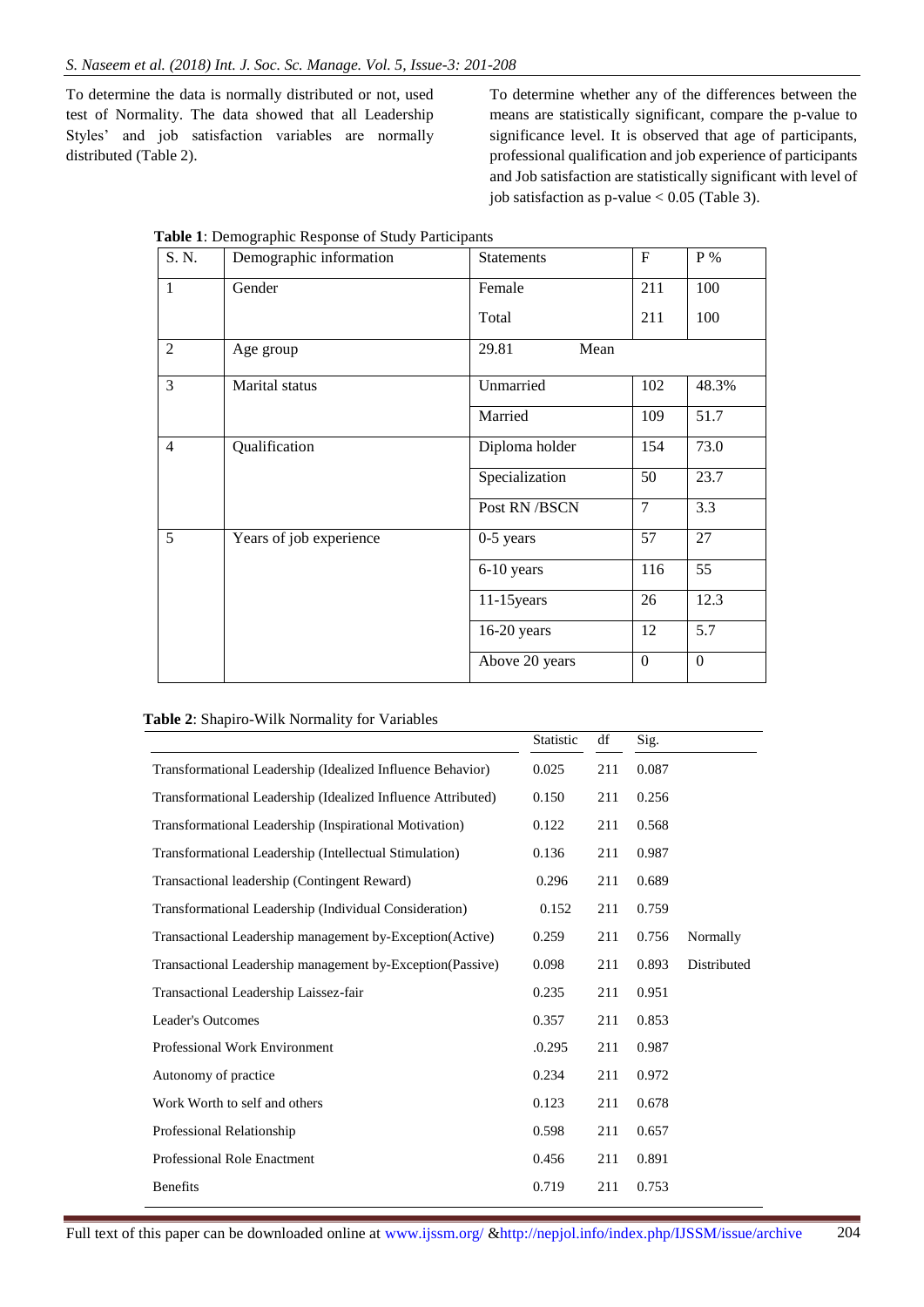To determine the data is normally distributed or not, used test of Normality. The data showed that all Leadership Styles' and job satisfaction variables are normally distributed (Table 2).

To determine whether any of the differences between the means are statistically significant, compare the p-value to significance level. It is observed that age of participants, professional qualification and job experience of participants and Job satisfaction are statistically significant with level of job satisfaction as p-value < 0.05 (Table 3).

**Table 1**: Demographic Response of Study Participants

| S. N. | Demographic information | Statements | F | P % |
|---|---|---|---|---|
| 1 | Gender | Female | 211 | 100 |
| | | Total | 211 | 100 |
| 2 | Age group | 29.81 Mean | | |
| 3 | Marital status | Unmarried | 102 | 48.3% |
| | | Married | 109 | 51.7 |
| 4 | Qualification | Diploma holder | 154 | 73.0 |
| | | Specialization | 50 | 23.7 |
| | | Post RN /BSCN | 7 | 3.3 |
| 5 | Years of job experience | 0-5 years | 57 | 27 |
| | | 6-10 years | 116 | 55 |
| | | 11-15years | 26 | 12.3 |
| | | 16-20 years | 12 | 5.7 |
| | | Above 20 years | 0 | 0 |

**Table 2**: Shapiro-Wilk Normality for Variables

| | Statistic | df | Sig. | |
|---|---|---|---|---|
| Transformational Leadership (Idealized Influence Behavior) | 0.025 | 211 | 0.087 | |
| Transformational Leadership (Idealized Influence Attributed) | 0.150 | 211 | 0.256 | |
| Transformational Leadership (Inspirational Motivation) | 0.122 | 211 | 0.568 | |
| Transformational Leadership (Intellectual Stimulation) | 0.136 | 211 | 0.987 | |
| Transactional leadership (Contingent Reward) | 0.296 | 211 | 0.689 | |
| Transformational Leadership (Individual Consideration) | 0.152 | 211 | 0.759 | |
| Transactional Leadership management by-Exception(Active) | 0.259 | 211 | 0.756 | Normally |
| Transactional Leadership management by-Exception(Passive) | 0.098 | 211 | 0.893 | Distributed |
| Transactional Leadership Laissez-fair | 0.235 | 211 | 0.951 | |
| Leader's Outcomes | 0.357 | 211 | 0.853 | |
| Professional Work Environment | .0.295 | 211 | 0.987 | |
| Autonomy of practice | 0.234 | 211 | 0.972 | |
| Work Worth to self and others | 0.123 | 211 | 0.678 | |
| Professional Relationship | 0.598 | 211 | 0.657 | |
| Professional Role Enactment | 0.456 | 211 | 0.891 | |
| Benefits | 0.719 | 211 | 0.753 | |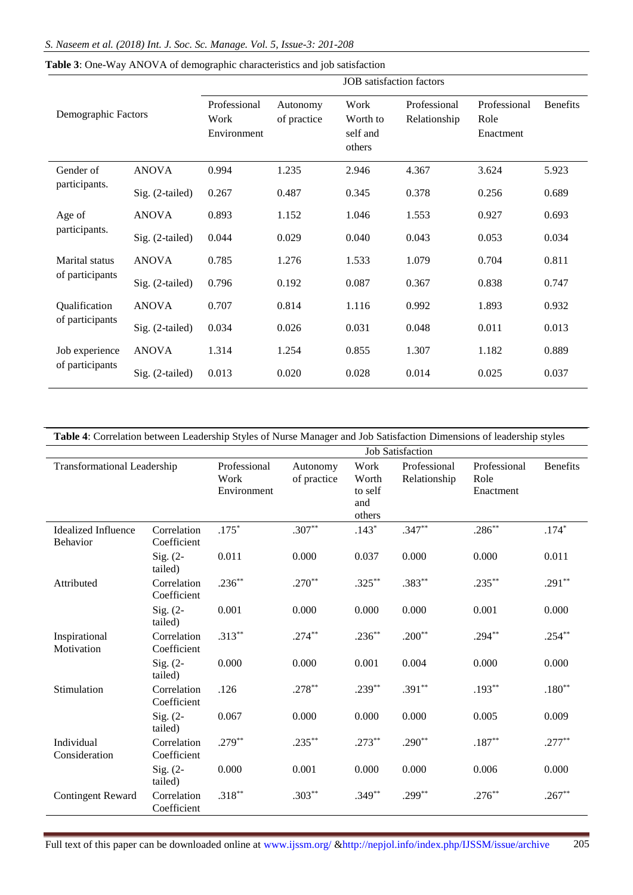**Table 3**: One-Way ANOVA of demographic characteristics and job satisfaction

| Demographic Factors | | JOB satisfaction factors | | | | | |
|---|---|---|---|---|---|---|---|
| | | Professional Work Environment | Autonomy of practice | Work Worth to self and others | Professional Relationship | Professional Role Enactment | Benefits |
| Gender of participants. | ANOVA | 0.994 | 1.235 | 2.946 | 4.367 | 3.624 | 5.923 |
| | Sig. (2-tailed) | 0.267 | 0.487 | 0.345 | 0.378 | 0.256 | 0.689 |
| Age of participants. | ANOVA | 0.893 | 1.152 | 1.046 | 1.553 | 0.927 | 0.693 |
| | Sig. (2-tailed) | 0.044 | 0.029 | 0.040 | 0.043 | 0.053 | 0.034 |
| Marital status of participants | ANOVA | 0.785 | 1.276 | 1.533 | 1.079 | 0.704 | 0.811 |
| | Sig. (2-tailed) | 0.796 | 0.192 | 0.087 | 0.367 | 0.838 | 0.747 |
| Qualification of participants | ANOVA | 0.707 | 0.814 | 1.116 | 0.992 | 1.893 | 0.932 |
| | Sig. (2-tailed) | 0.034 | 0.026 | 0.031 | 0.048 | 0.011 | 0.013 |
| Job experience of participants | ANOVA | 1.314 | 1.254 | 0.855 | 1.307 | 1.182 | 0.889 |
| | Sig. (2-tailed) | 0.013 | 0.020 | 0.028 | 0.014 | 0.025 | 0.037 |

**Table 4**: Correlation between Leadership Styles of Nurse Manager and Job Satisfaction Dimensions of leadership styles

| Transformational Leadership | | Job Satisfaction | | | | | |
|---|---|---|---|---|---|---|---|
| | | Professional Work Environment | Autonomy of practice | Work Worth to self and others | Professional Relationship | Professional Role Enactment | Benefits |
| Idealized Influence Behavior | Correlation Coefficient | .175* | .307** | .143* | .347** | .286** | .174* |
| | Sig. (2-tailed) | 0.011 | 0.000 | 0.037 | 0.000 | 0.000 | 0.011 |
| Attributed | Correlation Coefficient | .236** | .270** | .325** | .383** | .235** | .291** |
| | Sig. (2-tailed) | 0.001 | 0.000 | 0.000 | 0.000 | 0.001 | 0.000 |
| Inspirational Motivation | Correlation Coefficient | .313** | .274** | .236** | .200** | .294** | .254** |
| | Sig. (2-tailed) | 0.000 | 0.000 | 0.001 | 0.004 | 0.000 | 0.000 |
| Stimulation | Correlation Coefficient | .126 | .278** | .239** | .391** | .193** | .180** |
| | Sig. (2-tailed) | 0.067 | 0.000 | 0.000 | 0.000 | 0.005 | 0.009 |
| Individual Consideration | Correlation Coefficient | .279** | .235** | .273** | .290** | .187** | .277** |
| | Sig. (2-tailed) | 0.000 | 0.001 | 0.000 | 0.000 | 0.006 | 0.000 |
| Contingent Reward | Correlation Coefficient | .318** | .303** | .349** | .299** | .276** | .267** |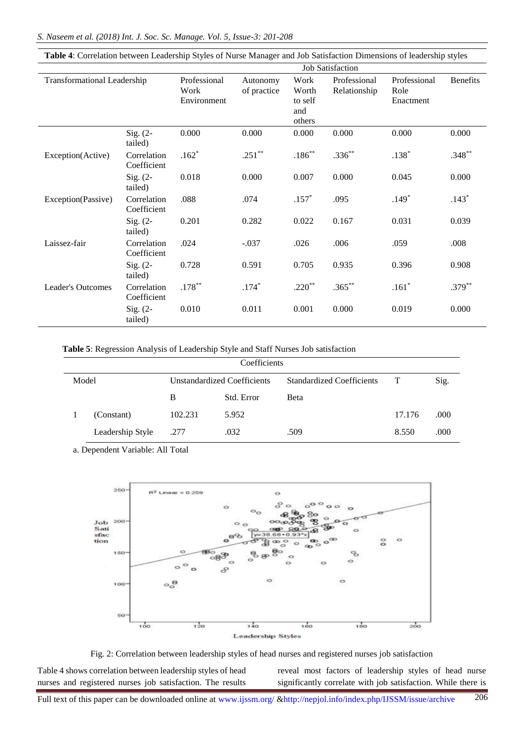**Table 4**: Correlation between Leadership Styles of Nurse Manager and Job Satisfaction Dimensions of leadership styles

| | | Job Satisfaction | | | | | |
|---|---|---|---|---|---|---|---|
| Transformational Leadership | | Professional Work Environment | Autonomy of practice | Work Worth to self and others | Professional Relationship | Professional Role Enactment | Benefits |
| | Sig. (2-tailed) | 0.000 | 0.000 | 0.000 | 0.000 | 0.000 | 0.000 |
| Exception(Active) | Correlation Coefficient | .162* | .251** | .186** | .336** | .138* | .348** |
| | Sig. (2-tailed) | 0.018 | 0.000 | 0.007 | 0.000 | 0.045 | 0.000 |
| Exception(Passive) | Correlation Coefficient | .088 | .074 | .157* | .095 | .149* | .143* |
| | Sig. (2-tailed) | 0.201 | 0.282 | 0.022 | 0.167 | 0.031 | 0.039 |
| Laissez-fair | Correlation Coefficient | .024 | -.037 | .026 | .006 | .059 | .008 |
| | Sig. (2-tailed) | 0.728 | 0.591 | 0.705 | 0.935 | 0.396 | 0.908 |
| Leader's Outcomes | Correlation Coefficient | .178** | .174* | .220** | .365** | .161* | .379** |
| | Sig. (2-tailed) | 0.010 | 0.011 | 0.001 | 0.000 | 0.019 | 0.000 |

**Table 5**: Regression Analysis of Leadership Style and Staff Nurses Job satisfaction

| Coefficients | | | | | | |
|---|---|---|---|---|---|---|
| Model | | Unstandardized Coefficients | | Standardized Coefficients | T | Sig. |
| | | B | Std. Error | Beta | | |
| 1 | (Constant) | 102.231 | 5.952 | | 17.176 | .000 |
| | Leadership Style | .277 | .032 | .509 | 8.550 | .000 |

a. Dependent Variable: All Total

R² Linear = 0.259

y=38.68+0.93*x

Job Satisfaction

250
200
150
100
50

100 120 140 160 180 200

Leadership Styles

Fig. 2: Correlation between leadership styles of head nurses and registered nurses job satisfaction

Table 4 shows correlation between leadership styles of head nurses and registered nurses job satisfaction. The results reveal most factors of leadership styles of head nurse significantly correlate with job satisfaction. While there is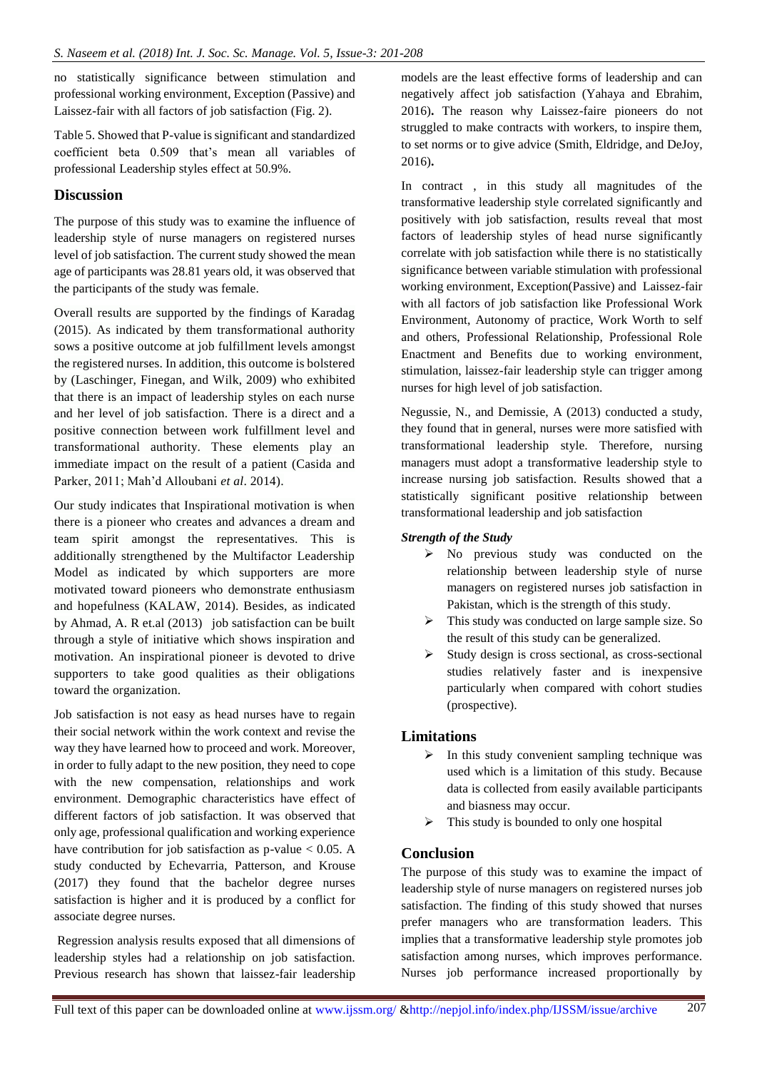no statistically significance between stimulation and professional working environment, Exception (Passive) and Laissez-fair with all factors of job satisfaction (Fig. 2).

Table 5. Showed that P-value is significant and standardized coefficient beta 0.509 that's mean all variables of professional Leadership styles effect at 50.9%.

## Discussion

The purpose of this study was to examine the influence of leadership style of nurse managers on registered nurses level of job satisfaction. The current study showed the mean age of participants was 28.81 years old, it was observed that the participants of the study was female.

Overall results are supported by the findings of Karadag (2015). As indicated by them transformational authority sows a positive outcome at job fulfillment levels amongst the registered nurses. In addition, this outcome is bolstered by (Laschinger, Finegan, and Wilk, 2009) who exhibited that there is an impact of leadership styles on each nurse and her level of job satisfaction. There is a direct and a positive connection between work fulfillment level and transformational authority. These elements play an immediate impact on the result of a patient (Casida and Parker, 2011; Mah'd Alloubani *et al*. 2014).

Our study indicates that Inspirational motivation is when there is a pioneer who creates and advances a dream and team spirit amongst the representatives. This is additionally strengthened by the Multifactor Leadership Model as indicated by which supporters are more motivated toward pioneers who demonstrate enthusiasm and hopefulness (KALAW, 2014). Besides, as indicated by Ahmad, A. R et.al (2013) job satisfaction can be built through a style of initiative which shows inspiration and motivation. An inspirational pioneer is devoted to drive supporters to take good qualities as their obligations toward the organization.

Job satisfaction is not easy as head nurses have to regain their social network within the work context and revise the way they have learned how to proceed and work. Moreover, in order to fully adapt to the new position, they need to cope with the new compensation, relationships and work environment. Demographic characteristics have effect of different factors of job satisfaction. It was observed that only age, professional qualification and working experience have contribution for job satisfaction as p-value < 0.05. A study conducted by Echevarria, Patterson, and Krouse (2017) they found that the bachelor degree nurses satisfaction is higher and it is produced by a conflict for associate degree nurses.

Regression analysis results exposed that all dimensions of leadership styles had a relationship on job satisfaction. Previous research has shown that laissez-fair leadership models are the least effective forms of leadership and can negatively affect job satisfaction (Yahaya and Ebrahim, 2016). The reason why Laissez-faire pioneers do not struggled to make contracts with workers, to inspire them, to set norms or to give advice (Smith, Eldridge, and DeJoy, 2016).

In contract , in this study all magnitudes of the transformative leadership style correlated significantly and positively with job satisfaction, results reveal that most factors of leadership styles of head nurse significantly correlate with job satisfaction while there is no statistically significance between variable stimulation with professional working environment, Exception(Passive) and Laissez-fair with all factors of job satisfaction like Professional Work Environment, Autonomy of practice, Work Worth to self and others, Professional Relationship, Professional Role Enactment and Benefits due to working environment, stimulation, laissez-fair leadership style can trigger among nurses for high level of job satisfaction.

Negussie, N., and Demissie, A (2013) conducted a study, they found that in general, nurses were more satisfied with transformational leadership style. Therefore, nursing managers must adopt a transformative leadership style to increase nursing job satisfaction. Results showed that a statistically significant positive relationship between transformational leadership and job satisfaction

***Strength of the Study***

- No previous study was conducted on the relationship between leadership style of nurse managers on registered nurses job satisfaction in Pakistan, which is the strength of this study.
- This study was conducted on large sample size. So the result of this study can be generalized.
- Study design is cross sectional, as cross-sectional studies relatively faster and is inexpensive particularly when compared with cohort studies (prospective).

## Limitations

- In this study convenient sampling technique was used which is a limitation of this study. Because data is collected from easily available participants and biasness may occur.
- This study is bounded to only one hospital

## Conclusion

The purpose of this study was to examine the impact of leadership style of nurse managers on registered nurses job satisfaction. The finding of this study showed that nurses prefer managers who are transformation leaders. This implies that a transformative leadership style promotes job satisfaction among nurses, which improves performance. Nurses job performance increased proportionally by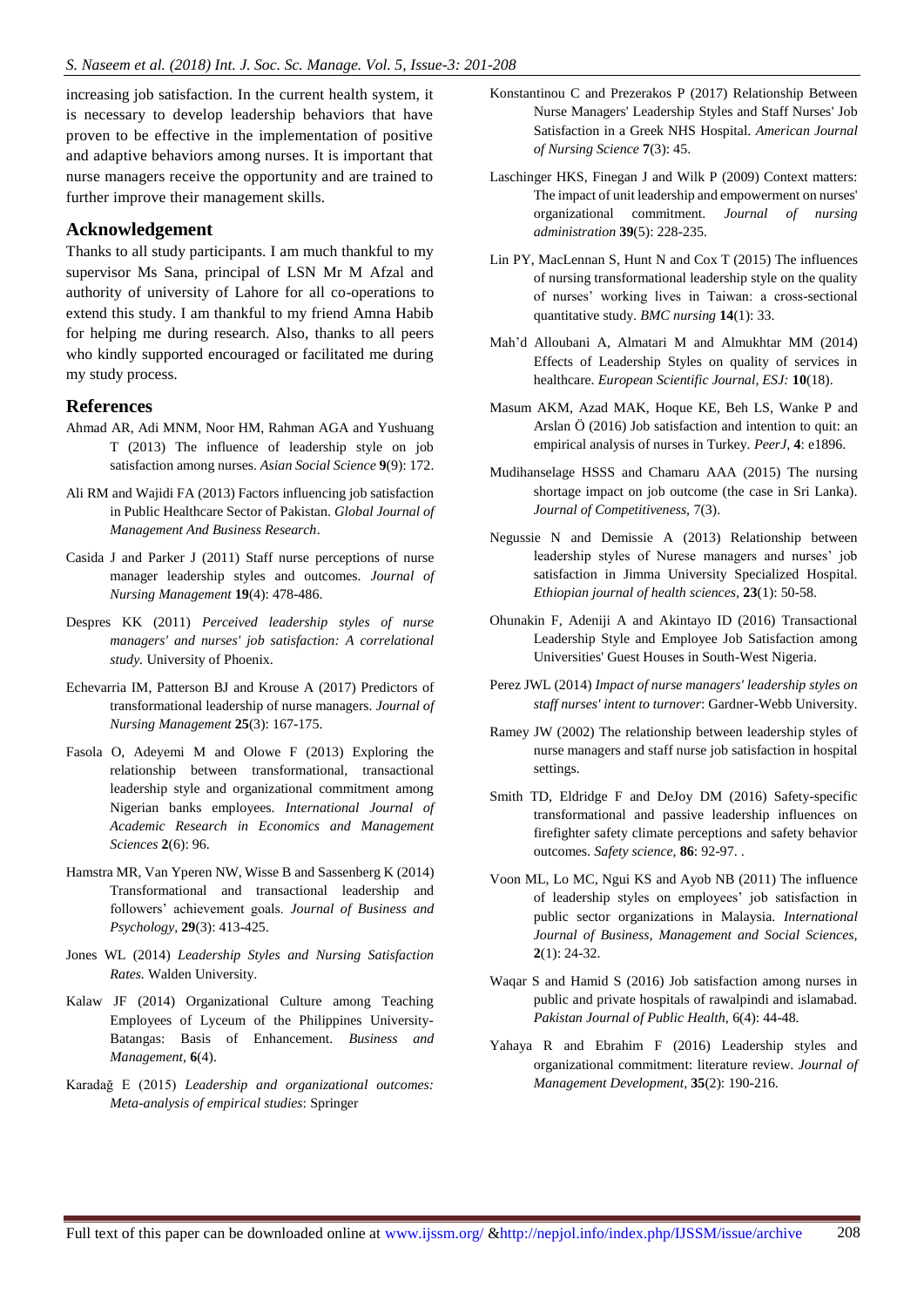increasing job satisfaction. In the current health system, it is necessary to develop leadership behaviors that have proven to be effective in the implementation of positive and adaptive behaviors among nurses. It is important that nurse managers receive the opportunity and are trained to further improve their management skills.

## Acknowledgement

Thanks to all study participants. I am much thankful to my supervisor Ms Sana, principal of LSN Mr M Afzal and authority of university of Lahore for all co-operations to extend this study. I am thankful to my friend Amna Habib for helping me during research. Also, thanks to all peers who kindly supported encouraged or facilitated me during my study process.

## References

Ahmad AR, Adi MNM, Noor HM, Rahman AGA and Yushuang T (2013) The influence of leadership style on job satisfaction among nurses. *Asian Social Science* **9**(9): 172.

Ali RM and Wajidi FA (2013) Factors influencing job satisfaction in Public Healthcare Sector of Pakistan. *Global Journal of Management And Business Research*.

Casida J and Parker J (2011) Staff nurse perceptions of nurse manager leadership styles and outcomes. *Journal of Nursing Management* **19**(4): 478-486.

Despres KK (2011) *Perceived leadership styles of nurse managers' and nurses' job satisfaction: A correlational study.* University of Phoenix.

Echevarria IM, Patterson BJ and Krouse A (2017) Predictors of transformational leadership of nurse managers. *Journal of Nursing Management* **25**(3): 167-175.

Fasola O, Adeyemi M and Olowe F (2013) Exploring the relationship between transformational, transactional leadership style and organizational commitment among Nigerian banks employees. *International Journal of Academic Research in Economics and Management Sciences* **2**(6): 96.

Hamstra MR, Van Yperen NW, Wisse B and Sassenberg K (2014) Transformational and transactional leadership and followers' achievement goals. *Journal of Business and Psychology,* **29**(3): 413-425.

Jones WL (2014) *Leadership Styles and Nursing Satisfaction Rates.* Walden University.

Kalaw JF (2014) Organizational Culture among Teaching Employees of Lyceum of the Philippines University-Batangas: Basis of Enhancement. *Business and Management,* **6**(4).

Karadağ E (2015) *Leadership and organizational outcomes: Meta-analysis of empirical studies*: Springer

Konstantinou C and Prezerakos P (2017) Relationship Between Nurse Managers' Leadership Styles and Staff Nurses' Job Satisfaction in a Greek NHS Hospital. *American Journal of Nursing Science* **7**(3): 45.

Laschinger HKS, Finegan J and Wilk P (2009) Context matters: The impact of unit leadership and empowerment on nurses' organizational commitment. *Journal of nursing administration* **39**(5): 228-235.

Lin PY, MacLennan S, Hunt N and Cox T (2015) The influences of nursing transformational leadership style on the quality of nurses' working lives in Taiwan: a cross-sectional quantitative study. *BMC nursing* **14**(1): 33.

Mah'd Alloubani A, Almatari M and Almukhtar MM (2014) Effects of Leadership Styles on quality of services in healthcare. *European Scientific Journal, ESJ:* **10**(18).

Masum AKM, Azad MAK, Hoque KE, Beh LS, Wanke P and Arslan Ö (2016) Job satisfaction and intention to quit: an empirical analysis of nurses in Turkey. *PeerJ,* **4**: e1896.

Mudihanselage HSSS and Chamaru AAA (2015) The nursing shortage impact on job outcome (the case in Sri Lanka). *Journal of Competitiveness,* 7(3).

Negussie N and Demissie A (2013) Relationship between leadership styles of Nurese managers and nurses' job satisfaction in Jimma University Specialized Hospital. *Ethiopian journal of health sciences,* **23**(1): 50-58.

Ohunakin F, Adeniji A and Akintayo ID (2016) Transactional Leadership Style and Employee Job Satisfaction among Universities' Guest Houses in South-West Nigeria.

Perez JWL (2014) *Impact of nurse managers' leadership styles on staff nurses' intent to turnover*: Gardner-Webb University.

Ramey JW (2002) The relationship between leadership styles of nurse managers and staff nurse job satisfaction in hospital settings.

Smith TD, Eldridge F and DeJoy DM (2016) Safety-specific transformational and passive leadership influences on firefighter safety climate perceptions and safety behavior outcomes. *Safety science,* **86**: 92-97. .

Voon ML, Lo MC, Ngui KS and Ayob NB (2011) The influence of leadership styles on employees' job satisfaction in public sector organizations in Malaysia. *International Journal of Business, Management and Social Sciences,* **2**(1): 24-32.

Waqar S and Hamid S (2016) Job satisfaction among nurses in public and private hospitals of rawalpindi and islamabad. *Pakistan Journal of Public Health,* 6(4): 44-48.

Yahaya R and Ebrahim F (2016) Leadership styles and organizational commitment: literature review. *Journal of Management Development,* **35**(2): 190-216.